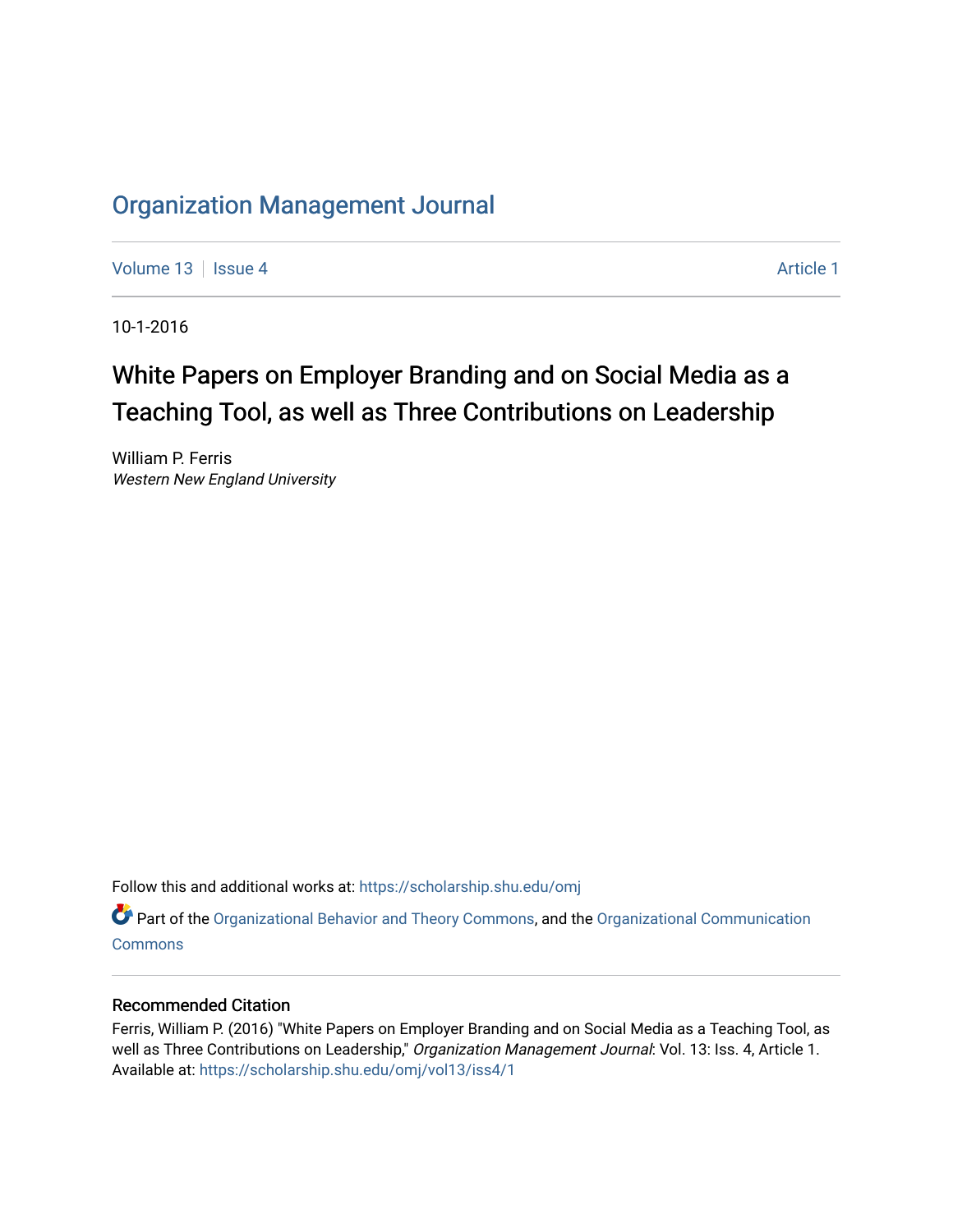# Organization Management Journal

Volume 13 | Issue 4 | Article 1

10-1-2016

## White Papers on Employer Branding and on Social Media as a Teaching Tool, as well as Three Contributions on Leadership

William P. Ferris
*Western New England University*

Follow this and additional works at: https://scholarship.shu.edu/omj

Part of the Organizational Behavior and Theory Commons, and the Organizational Communication Commons

### Recommended Citation

Ferris, William P. (2016) "White Papers on Employer Branding and on Social Media as a Teaching Tool, as well as Three Contributions on Leadership," *Organization Management Journal*: Vol. 13: Iss. 4, Article 1.
Available at: https://scholarship.shu.edu/omj/vol13/iss4/1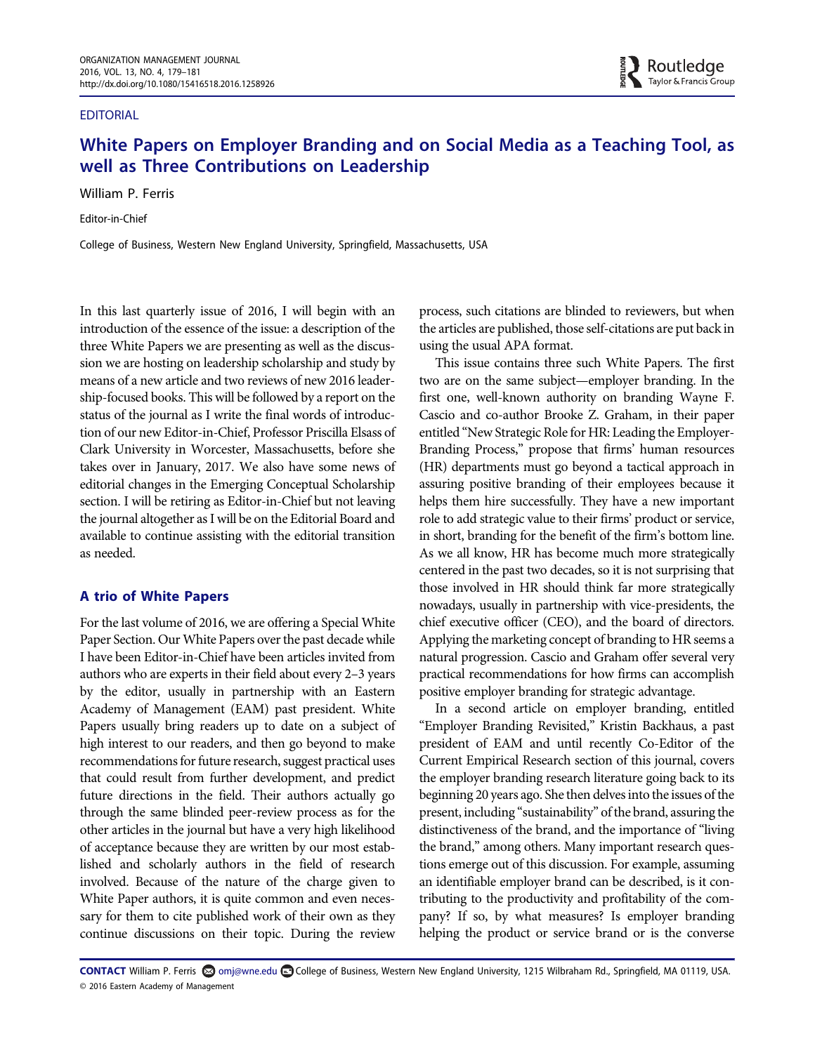# EDITORIAL

# White Papers on Employer Branding and on Social Media as a Teaching Tool, as well as Three Contributions on Leadership

William P. Ferris

Editor-in-Chief

College of Business, Western New England University, Springfield, Massachusetts, USA

In this last quarterly issue of 2016, I will begin with an introduction of the essence of the issue: a description of the three White Papers we are presenting as well as the discussion we are hosting on leadership scholarship and study by means of a new article and two reviews of new 2016 leadership-focused books. This will be followed by a report on the status of the journal as I write the final words of introduction of our new Editor-in-Chief, Professor Priscilla Elsass of Clark University in Worcester, Massachusetts, before she takes over in January, 2017. We also have some news of editorial changes in the Emerging Conceptual Scholarship section. I will be retiring as Editor-in-Chief but not leaving the journal altogether as I will be on the Editorial Board and available to continue assisting with the editorial transition as needed.

## A trio of White Papers

For the last volume of 2016, we are offering a Special White Paper Section. Our White Papers over the past decade while I have been Editor-in-Chief have been articles invited from authors who are experts in their field about every 2–3 years by the editor, usually in partnership with an Eastern Academy of Management (EAM) past president. White Papers usually bring readers up to date on a subject of high interest to our readers, and then go beyond to make recommendations for future research, suggest practical uses that could result from further development, and predict future directions in the field. Their authors actually go through the same blinded peer-review process as for the other articles in the journal but have a very high likelihood of acceptance because they are written by our most established and scholarly authors in the field of research involved. Because of the nature of the charge given to White Paper authors, it is quite common and even necessary for them to cite published work of their own as they continue discussions on their topic. During the review process, such citations are blinded to reviewers, but when the articles are published, those self-citations are put back in using the usual APA format.

This issue contains three such White Papers. The first two are on the same subject—employer branding. In the first one, well-known authority on branding Wayne F. Cascio and co-author Brooke Z. Graham, in their paper entitled "New Strategic Role for HR: Leading the Employer-Branding Process," propose that firms' human resources (HR) departments must go beyond a tactical approach in assuring positive branding of their employees because it helps them hire successfully. They have a new important role to add strategic value to their firms' product or service, in short, branding for the benefit of the firm's bottom line. As we all know, HR has become much more strategically centered in the past two decades, so it is not surprising that those involved in HR should think far more strategically nowadays, usually in partnership with vice-presidents, the chief executive officer (CEO), and the board of directors. Applying the marketing concept of branding to HR seems a natural progression. Cascio and Graham offer several very practical recommendations for how firms can accomplish positive employer branding for strategic advantage.

In a second article on employer branding, entitled "Employer Branding Revisited," Kristin Backhaus, a past president of EAM and until recently Co-Editor of the Current Empirical Research section of this journal, covers the employer branding research literature going back to its beginning 20 years ago. She then delves into the issues of the present, including "sustainability" of the brand, assuring the distinctiveness of the brand, and the importance of "living the brand," among others. Many important research questions emerge out of this discussion. For example, assuming an identifiable employer brand can be described, is it contributing to the productivity and profitability of the company? If so, by what measures? Is employer branding helping the product or service brand or is the converse

**CONTACT** William P. Ferris omj@wne.edu College of Business, Western New England University, 1215 Wilbraham Rd., Springfield, MA 01119, USA.
© 2016 Eastern Academy of Management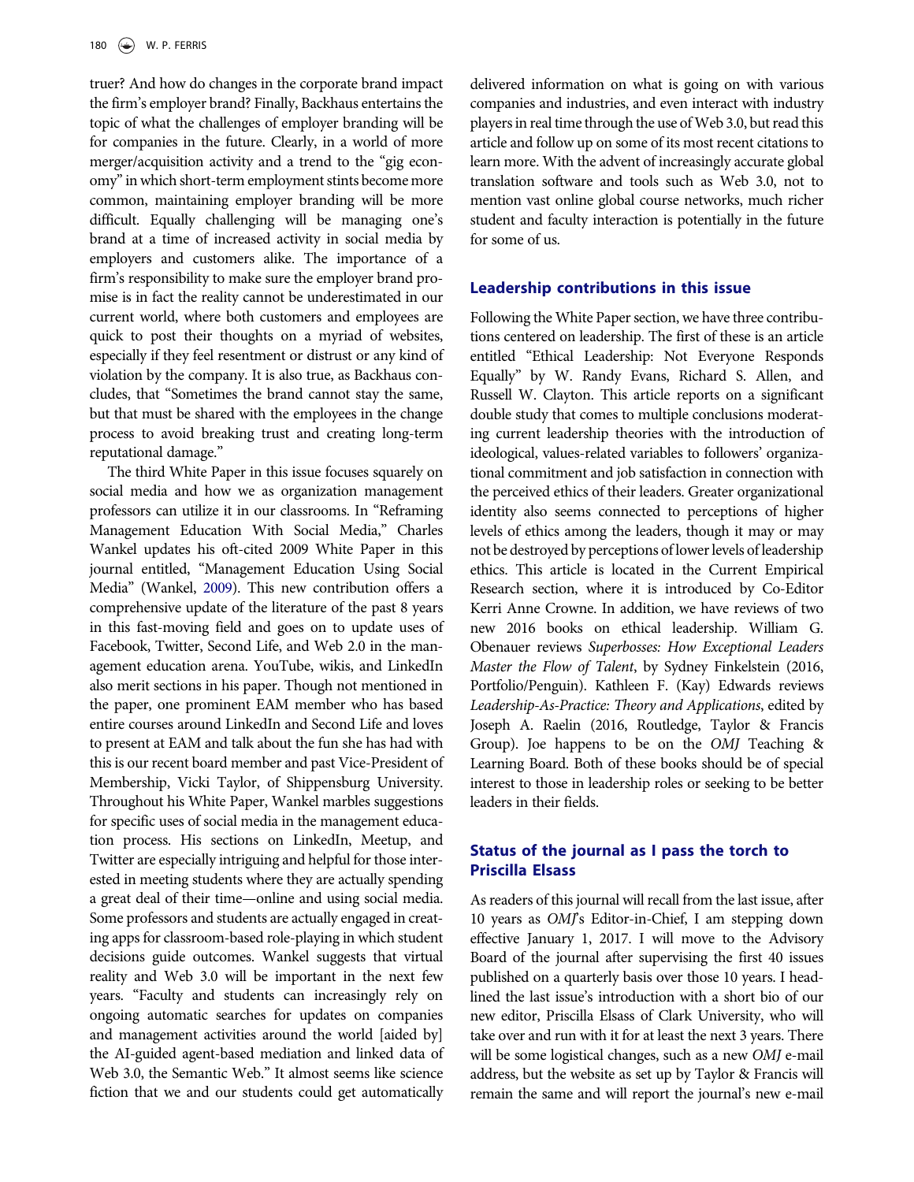truer? And how do changes in the corporate brand impact the firm's employer brand? Finally, Backhaus entertains the topic of what the challenges of employer branding will be for companies in the future. Clearly, in a world of more merger/acquisition activity and a trend to the "gig economy" in which short-term employment stints become more common, maintaining employer branding will be more difficult. Equally challenging will be managing one's brand at a time of increased activity in social media by employers and customers alike. The importance of a firm's responsibility to make sure the employer brand promise is in fact the reality cannot be underestimated in our current world, where both customers and employees are quick to post their thoughts on a myriad of websites, especially if they feel resentment or distrust or any kind of violation by the company. It is also true, as Backhaus concludes, that "Sometimes the brand cannot stay the same, but that must be shared with the employees in the change process to avoid breaking trust and creating long-term reputational damage."

The third White Paper in this issue focuses squarely on social media and how we as organization management professors can utilize it in our classrooms. In "Reframing Management Education With Social Media," Charles Wankel updates his oft-cited 2009 White Paper in this journal entitled, "Management Education Using Social Media" (Wankel, 2009). This new contribution offers a comprehensive update of the literature of the past 8 years in this fast-moving field and goes on to update uses of Facebook, Twitter, Second Life, and Web 2.0 in the management education arena. YouTube, wikis, and LinkedIn also merit sections in his paper. Though not mentioned in the paper, one prominent EAM member who has based entire courses around LinkedIn and Second Life and loves to present at EAM and talk about the fun she has had with this is our recent board member and past Vice-President of Membership, Vicki Taylor, of Shippensburg University. Throughout his White Paper, Wankel marbles suggestions for specific uses of social media in the management education process. His sections on LinkedIn, Meetup, and Twitter are especially intriguing and helpful for those interested in meeting students where they are actually spending a great deal of their time—online and using social media. Some professors and students are actually engaged in creating apps for classroom-based role-playing in which student decisions guide outcomes. Wankel suggests that virtual reality and Web 3.0 will be important in the next few years. "Faculty and students can increasingly rely on ongoing automatic searches for updates on companies and management activities around the world [aided by] the AI-guided agent-based mediation and linked data of Web 3.0, the Semantic Web." It almost seems like science fiction that we and our students could get automatically delivered information on what is going on with various companies and industries, and even interact with industry players in real time through the use of Web 3.0, but read this article and follow up on some of its most recent citations to learn more. With the advent of increasingly accurate global translation software and tools such as Web 3.0, not to mention vast online global course networks, much richer student and faculty interaction is potentially in the future for some of us.

## Leadership contributions in this issue

Following the White Paper section, we have three contributions centered on leadership. The first of these is an article entitled "Ethical Leadership: Not Everyone Responds Equally" by W. Randy Evans, Richard S. Allen, and Russell W. Clayton. This article reports on a significant double study that comes to multiple conclusions moderating current leadership theories with the introduction of ideological, values-related variables to followers' organizational commitment and job satisfaction in connection with the perceived ethics of their leaders. Greater organizational identity also seems connected to perceptions of higher levels of ethics among the leaders, though it may or may not be destroyed by perceptions of lower levels of leadership ethics. This article is located in the Current Empirical Research section, where it is introduced by Co-Editor Kerri Anne Crowne. In addition, we have reviews of two new 2016 books on ethical leadership. William G. Obenauer reviews *Superbosses: How Exceptional Leaders Master the Flow of Talent*, by Sydney Finkelstein (2016, Portfolio/Penguin). Kathleen F. (Kay) Edwards reviews *Leadership-As-Practice: Theory and Applications*, edited by Joseph A. Raelin (2016, Routledge, Taylor & Francis Group). Joe happens to be on the *OMJ* Teaching & Learning Board. Both of these books should be of special interest to those in leadership roles or seeking to be better leaders in their fields.

## Status of the journal as I pass the torch to Priscilla Elsass

As readers of this journal will recall from the last issue, after 10 years as *OMJ*'s Editor-in-Chief, I am stepping down effective January 1, 2017. I will move to the Advisory Board of the journal after supervising the first 40 issues published on a quarterly basis over those 10 years. I headlined the last issue's introduction with a short bio of our new editor, Priscilla Elsass of Clark University, who will take over and run with it for at least the next 3 years. There will be some logistical changes, such as a new *OMJ* e-mail address, but the website as set up by Taylor & Francis will remain the same and will report the journal's new e-mail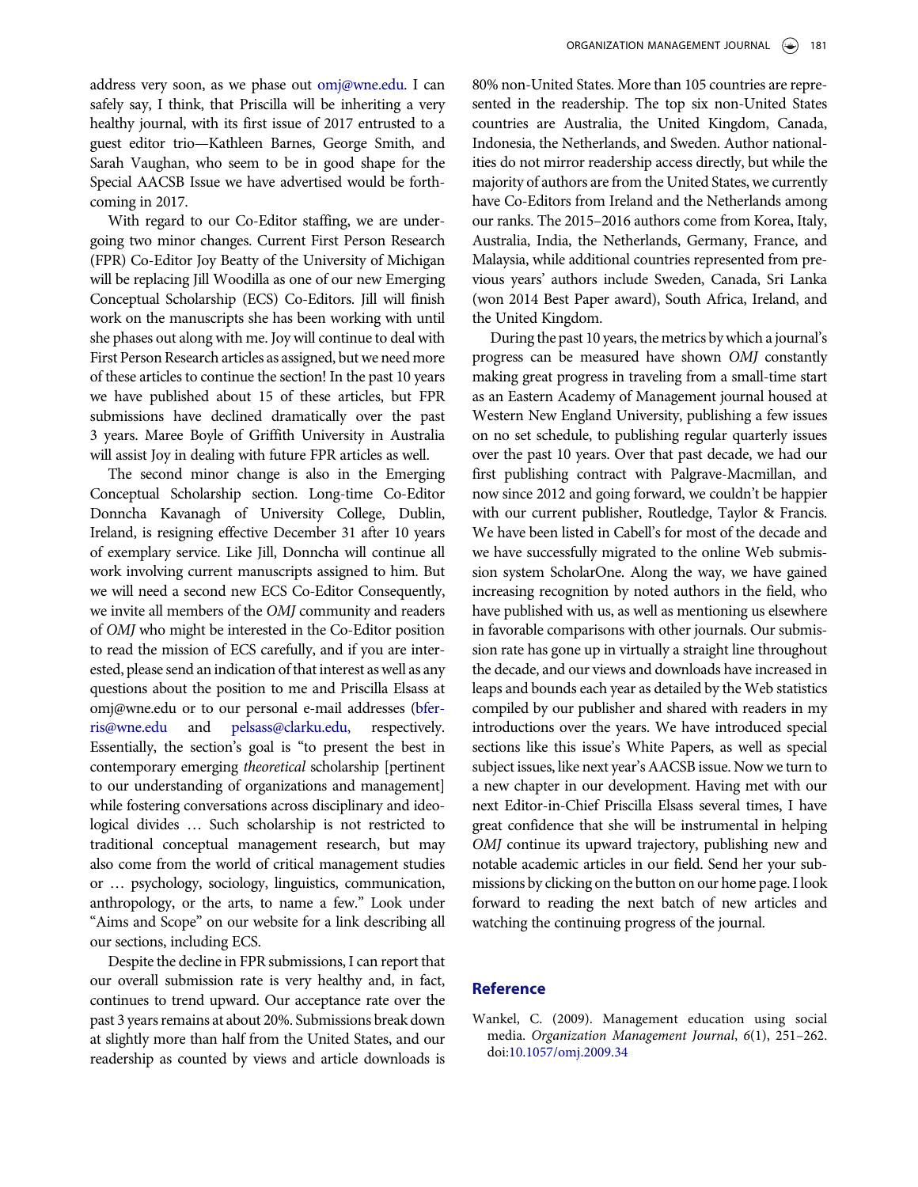address very soon, as we phase out omj@wne.edu. I can safely say, I think, that Priscilla will be inheriting a very healthy journal, with its first issue of 2017 entrusted to a guest editor trio—Kathleen Barnes, George Smith, and Sarah Vaughan, who seem to be in good shape for the Special AACSB Issue we have advertised would be forthcoming in 2017.

With regard to our Co-Editor staffing, we are undergoing two minor changes. Current First Person Research (FPR) Co-Editor Joy Beatty of the University of Michigan will be replacing Jill Woodilla as one of our new Emerging Conceptual Scholarship (ECS) Co-Editors. Jill will finish work on the manuscripts she has been working with until she phases out along with me. Joy will continue to deal with First Person Research articles as assigned, but we need more of these articles to continue the section! In the past 10 years we have published about 15 of these articles, but FPR submissions have declined dramatically over the past 3 years. Maree Boyle of Griffith University in Australia will assist Joy in dealing with future FPR articles as well.

The second minor change is also in the Emerging Conceptual Scholarship section. Long-time Co-Editor Donncha Kavanagh of University College, Dublin, Ireland, is resigning effective December 31 after 10 years of exemplary service. Like Jill, Donncha will continue all work involving current manuscripts assigned to him. But we will need a second new ECS Co-Editor Consequently, we invite all members of the *OMJ* community and readers of *OMJ* who might be interested in the Co-Editor position to read the mission of ECS carefully, and if you are interested, please send an indication of that interest as well as any questions about the position to me and Priscilla Elsass at omj@wne.edu or to our personal e-mail addresses (bferris@wne.edu and pelsass@clarku.edu, respectively. Essentially, the section's goal is "to present the best in contemporary emerging *theoretical* scholarship [pertinent to our understanding of organizations and management] while fostering conversations across disciplinary and ideological divides … Such scholarship is not restricted to traditional conceptual management research, but may also come from the world of critical management studies or … psychology, sociology, linguistics, communication, anthropology, or the arts, to name a few." Look under "Aims and Scope" on our website for a link describing all our sections, including ECS.

Despite the decline in FPR submissions, I can report that our overall submission rate is very healthy and, in fact, continues to trend upward. Our acceptance rate over the past 3 years remains at about 20%. Submissions break down at slightly more than half from the United States, and our readership as counted by views and article downloads is 80% non-United States. More than 105 countries are represented in the readership. The top six non-United States countries are Australia, the United Kingdom, Canada, Indonesia, the Netherlands, and Sweden. Author nationalities do not mirror readership access directly, but while the majority of authors are from the United States, we currently have Co-Editors from Ireland and the Netherlands among our ranks. The 2015–2016 authors come from Korea, Italy, Australia, India, the Netherlands, Germany, France, and Malaysia, while additional countries represented from previous years' authors include Sweden, Canada, Sri Lanka (won 2014 Best Paper award), South Africa, Ireland, and the United Kingdom.

During the past 10 years, the metrics by which a journal's progress can be measured have shown *OMJ* constantly making great progress in traveling from a small-time start as an Eastern Academy of Management journal housed at Western New England University, publishing a few issues on no set schedule, to publishing regular quarterly issues over the past 10 years. Over that past decade, we had our first publishing contract with Palgrave-Macmillan, and now since 2012 and going forward, we couldn't be happier with our current publisher, Routledge, Taylor & Francis. We have been listed in Cabell's for most of the decade and we have successfully migrated to the online Web submission system ScholarOne. Along the way, we have gained increasing recognition by noted authors in the field, who have published with us, as well as mentioning us elsewhere in favorable comparisons with other journals. Our submission rate has gone up in virtually a straight line throughout the decade, and our views and downloads have increased in leaps and bounds each year as detailed by the Web statistics compiled by our publisher and shared with readers in my introductions over the years. We have introduced special sections like this issue's White Papers, as well as special subject issues, like next year's AACSB issue. Now we turn to a new chapter in our development. Having met with our next Editor-in-Chief Priscilla Elsass several times, I have great confidence that she will be instrumental in helping *OMJ* continue its upward trajectory, publishing new and notable academic articles in our field. Send her your submissions by clicking on the button on our home page. I look forward to reading the next batch of new articles and watching the continuing progress of the journal.

## Reference

Wankel, C. (2009). Management education using social media. *Organization Management Journal*, *6*(1), 251–262. doi:10.1057/omj.2009.34